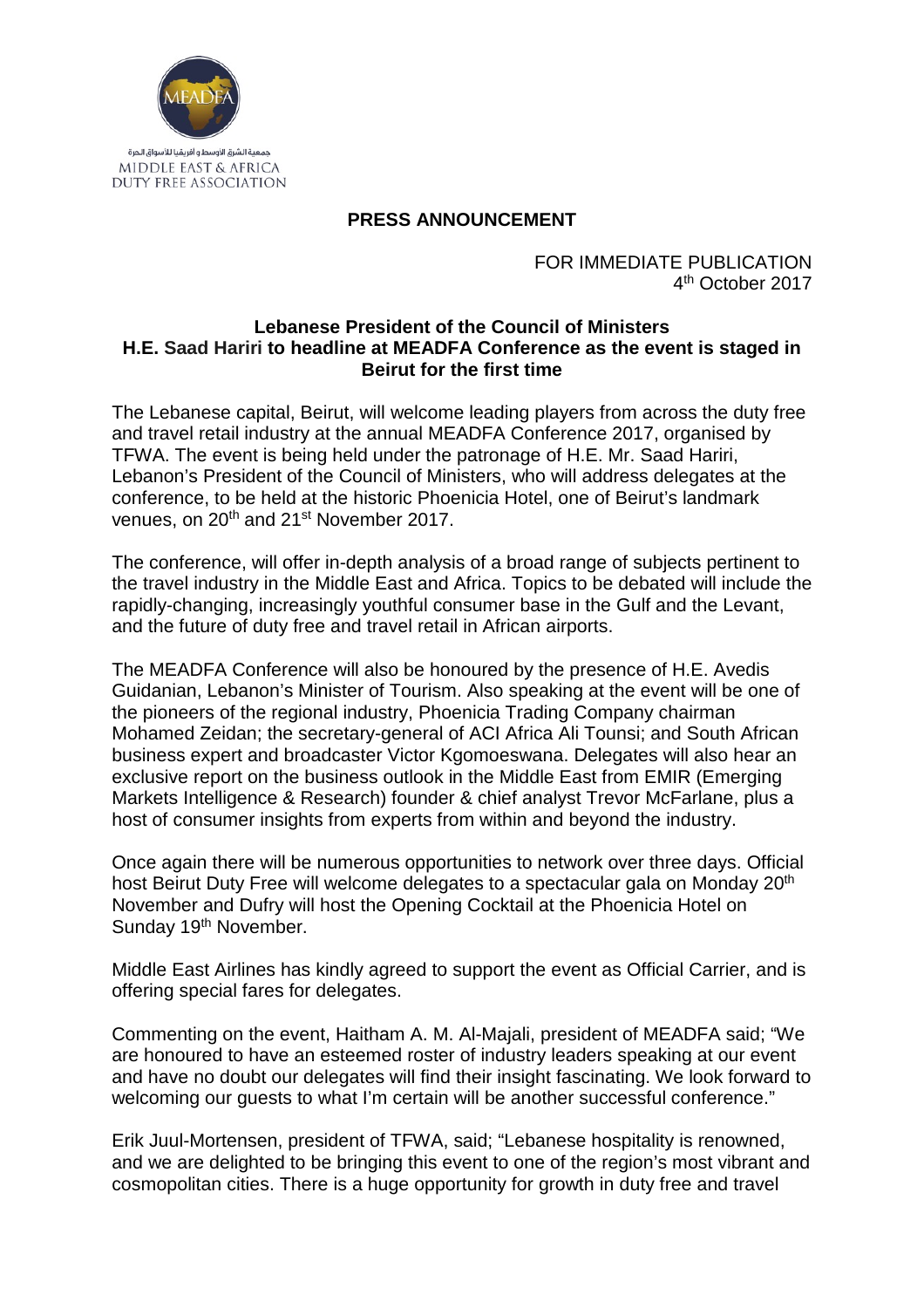جمعية الشرق الأوسط و أفريقيا للأسواق الحرة
MIDDLE EAST & AFRICA
DUTY FREE ASSOCIATION

**PRESS ANNOUNCEMENT**

FOR IMMEDIATE PUBLICATION
4th October 2017

**Lebanese President of the Council of Ministers**
**H.E. Saad Hariri to headline at MEADFA Conference as the event is staged in Beirut for the first time**

The Lebanese capital, Beirut, will welcome leading players from across the duty free and travel retail industry at the annual MEADFA Conference 2017, organised by TFWA. The event is being held under the patronage of H.E. Mr. Saad Hariri, Lebanon's President of the Council of Ministers, who will address delegates at the conference, to be held at the historic Phoenicia Hotel, one of Beirut's landmark venues, on 20th and 21st November 2017.

The conference, will offer in-depth analysis of a broad range of subjects pertinent to the travel industry in the Middle East and Africa. Topics to be debated will include the rapidly-changing, increasingly youthful consumer base in the Gulf and the Levant, and the future of duty free and travel retail in African airports.

The MEADFA Conference will also be honoured by the presence of H.E. Avedis Guidanian, Lebanon's Minister of Tourism. Also speaking at the event will be one of the pioneers of the regional industry, Phoenicia Trading Company chairman Mohamed Zeidan; the secretary-general of ACI Africa Ali Tounsi; and South African business expert and broadcaster Victor Kgomoeswana. Delegates will also hear an exclusive report on the business outlook in the Middle East from EMIR (Emerging Markets Intelligence & Research) founder & chief analyst Trevor McFarlane, plus a host of consumer insights from experts from within and beyond the industry.

Once again there will be numerous opportunities to network over three days. Official host Beirut Duty Free will welcome delegates to a spectacular gala on Monday 20th November and Dufry will host the Opening Cocktail at the Phoenicia Hotel on Sunday 19th November.

Middle East Airlines has kindly agreed to support the event as Official Carrier, and is offering special fares for delegates.

Commenting on the event, Haitham A. M. Al-Majali, president of MEADFA said; "We are honoured to have an esteemed roster of industry leaders speaking at our event and have no doubt our delegates will find their insight fascinating. We look forward to welcoming our guests to what I'm certain will be another successful conference."

Erik Juul-Mortensen, president of TFWA, said; "Lebanese hospitality is renowned, and we are delighted to be bringing this event to one of the region's most vibrant and cosmopolitan cities. There is a huge opportunity for growth in duty free and travel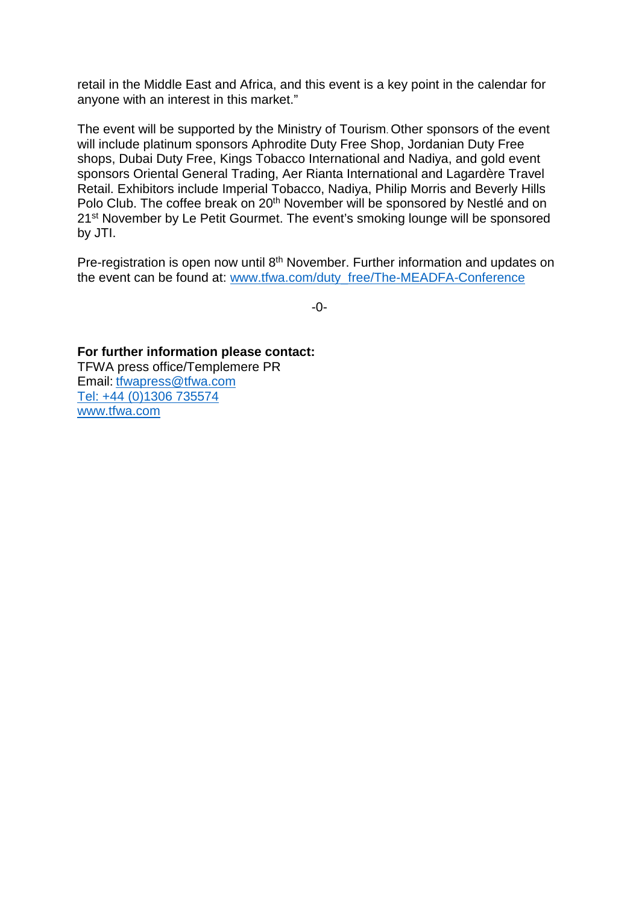retail in the Middle East and Africa, and this event is a key point in the calendar for anyone with an interest in this market."

The event will be supported by the Ministry of Tourism. Other sponsors of the event will include platinum sponsors Aphrodite Duty Free Shop, Jordanian Duty Free shops, Dubai Duty Free, Kings Tobacco International and Nadiya, and gold event sponsors Oriental General Trading, Aer Rianta International and Lagardère Travel Retail. Exhibitors include Imperial Tobacco, Nadiya, Philip Morris and Beverly Hills Polo Club. The coffee break on 20th November will be sponsored by Nestlé and on 21st November by Le Petit Gourmet. The event's smoking lounge will be sponsored by JTI.

Pre-registration is open now until 8th November. Further information and updates on the event can be found at: www.tfwa.com/duty_free/The-MEADFA-Conference

-0-

**For further information please contact:**
TFWA press office/Templemere PR
Email: tfwapress@tfwa.com
Tel: +44 (0)1306 735574
www.tfwa.com